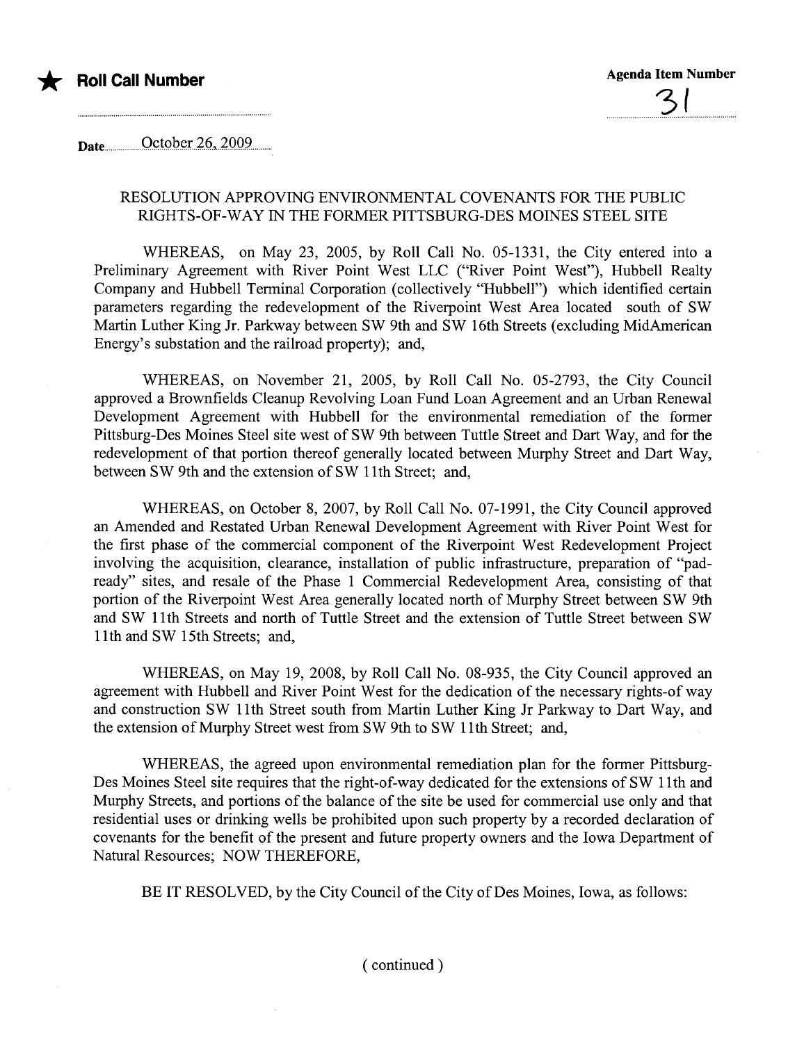★ **Roll Call Number**

**Agenda Item Number**

31

Date October 26, 2009

RESOLUTION APPROVING ENVIRONMENTAL COVENANTS FOR THE PUBLIC RIGHTS-OF-WAY IN THE FORMER PITTSBURG-DES MOINES STEEL SITE

WHEREAS, on May 23, 2005, by Roll Call No. 05-1331, the City entered into a Preliminary Agreement with River Point West LLC ("River Point West"), Hubbell Realty Company and Hubbell Terminal Corporation (collectively "Hubbell") which identified certain parameters regarding the redevelopment of the Riverpoint West Area located south of SW Martin Luther King Jr. Parkway between SW 9th and SW 16th Streets (excluding MidAmerican Energy's substation and the railroad property); and,

WHEREAS, on November 21, 2005, by Roll Call No. 05-2793, the City Council approved a Brownfields Cleanup Revolving Loan Fund Loan Agreement and an Urban Renewal Development Agreement with Hubbell for the environmental remediation of the former Pittsburg-Des Moines Steel site west of SW 9th between Tuttle Street and Dart Way, and for the redevelopment of that portion thereof generally located between Murphy Street and Dart Way, between SW 9th and the extension of SW 11th Street; and,

WHEREAS, on October 8, 2007, by Roll Call No. 07-1991, the City Council approved an Amended and Restated Urban Renewal Development Agreement with River Point West for the first phase of the commercial component of the Riverpoint West Redevelopment Project involving the acquisition, clearance, installation of public infrastructure, preparation of "pad-ready" sites, and resale of the Phase 1 Commercial Redevelopment Area, consisting of that portion of the Riverpoint West Area generally located north of Murphy Street between SW 9th and SW 11th Streets and north of Tuttle Street and the extension of Tuttle Street between SW 11th and SW 15th Streets; and,

WHEREAS, on May 19, 2008, by Roll Call No. 08-935, the City Council approved an agreement with Hubbell and River Point West for the dedication of the necessary rights-of way and construction SW 11th Street south from Martin Luther King Jr Parkway to Dart Way, and the extension of Murphy Street west from SW 9th to SW 11th Street; and,

WHEREAS, the agreed upon environmental remediation plan for the former Pittsburg-Des Moines Steel site requires that the right-of-way dedicated for the extensions of SW 11th and Murphy Streets, and portions of the balance of the site be used for commercial use only and that residential uses or drinking wells be prohibited upon such property by a recorded declaration of covenants for the benefit of the present and future property owners and the Iowa Department of Natural Resources; NOW THEREFORE,

BE IT RESOLVED, by the City Council of the City of Des Moines, Iowa, as follows:

( continued )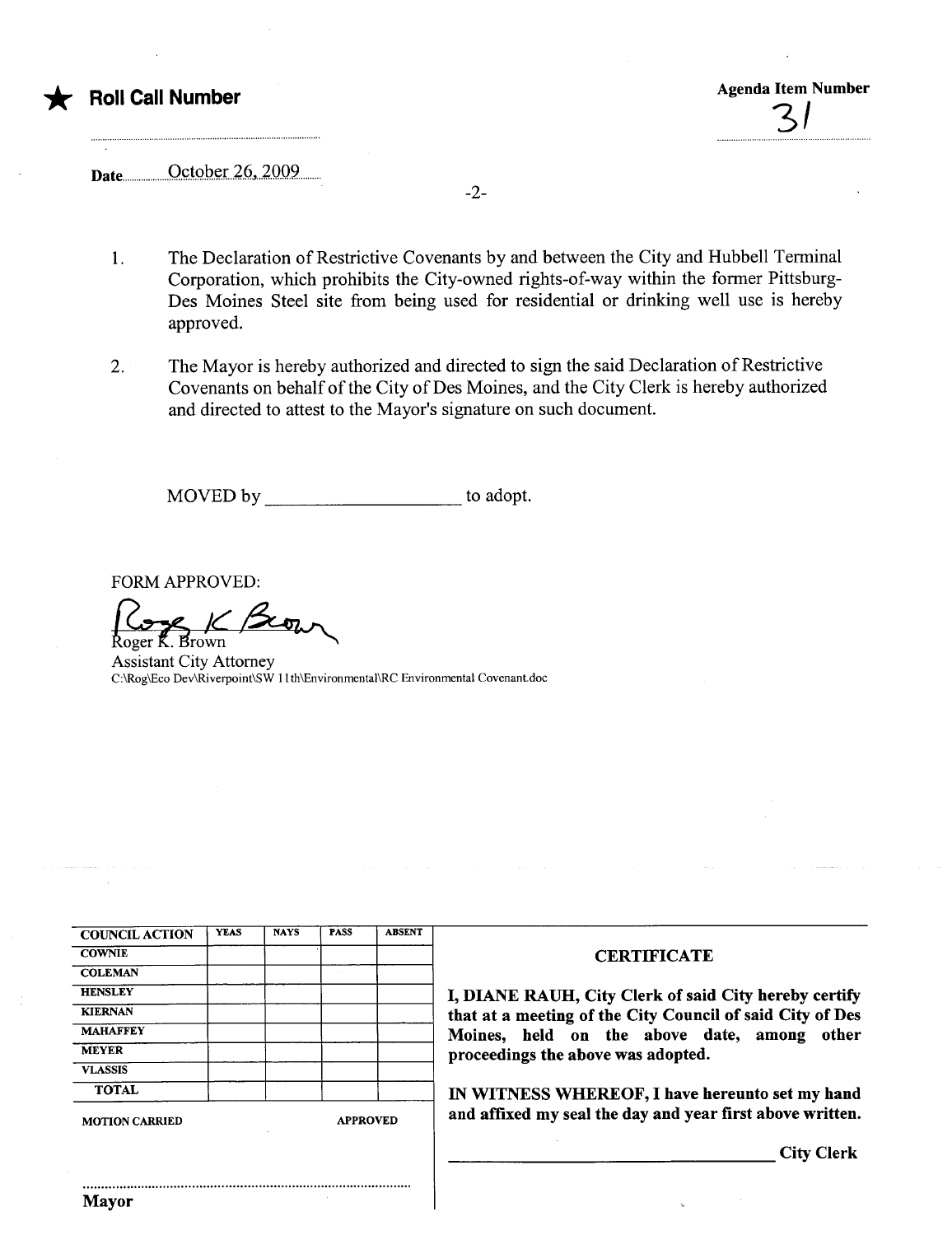★ **Roll Call Number**

**Agenda Item Number**
31

Date October 26, 2009

1. The Declaration of Restrictive Covenants by and between the City and Hubbell Terminal Corporation, which prohibits the City-owned rights-of-way within the former Pittsburg-Des Moines Steel site from being used for residential or drinking well use is hereby approved.

2. The Mayor is hereby authorized and directed to sign the said Declaration of Restrictive Covenants on behalf of the City of Des Moines, and the City Clerk is hereby authorized and directed to attest to the Mayor's signature on such document.

MOVED by ____________________ to adopt.

FORM APPROVED:

Roger K. Brown
Assistant City Attorney
C:\Rog\Eco Dev\Riverpoint\SW 11th\Environmental\RC Environmental Covenant.doc

| COUNCIL ACTION | YEAS | NAYS | PASS | ABSENT |
|---|---|---|---|---|
| COWNIE | | | | |
| COLEMAN | | | | |
| HENSLEY | | | | |
| KIERNAN | | | | |
| MAHAFFEY | | | | |
| MEYER | | | | |
| VLASSIS | | | | |
| TOTAL | | | | |

MOTION CARRIED APPROVED

Mayor

**CERTIFICATE**

**I, DIANE RAUH, City Clerk of said City hereby certify that at a meeting of the City Council of said City of Des Moines, held on the above date, among other proceedings the above was adopted.**

**IN WITNESS WHEREOF, I have hereunto set my hand and affixed my seal the day and year first above written.**

**____________________ City Clerk**